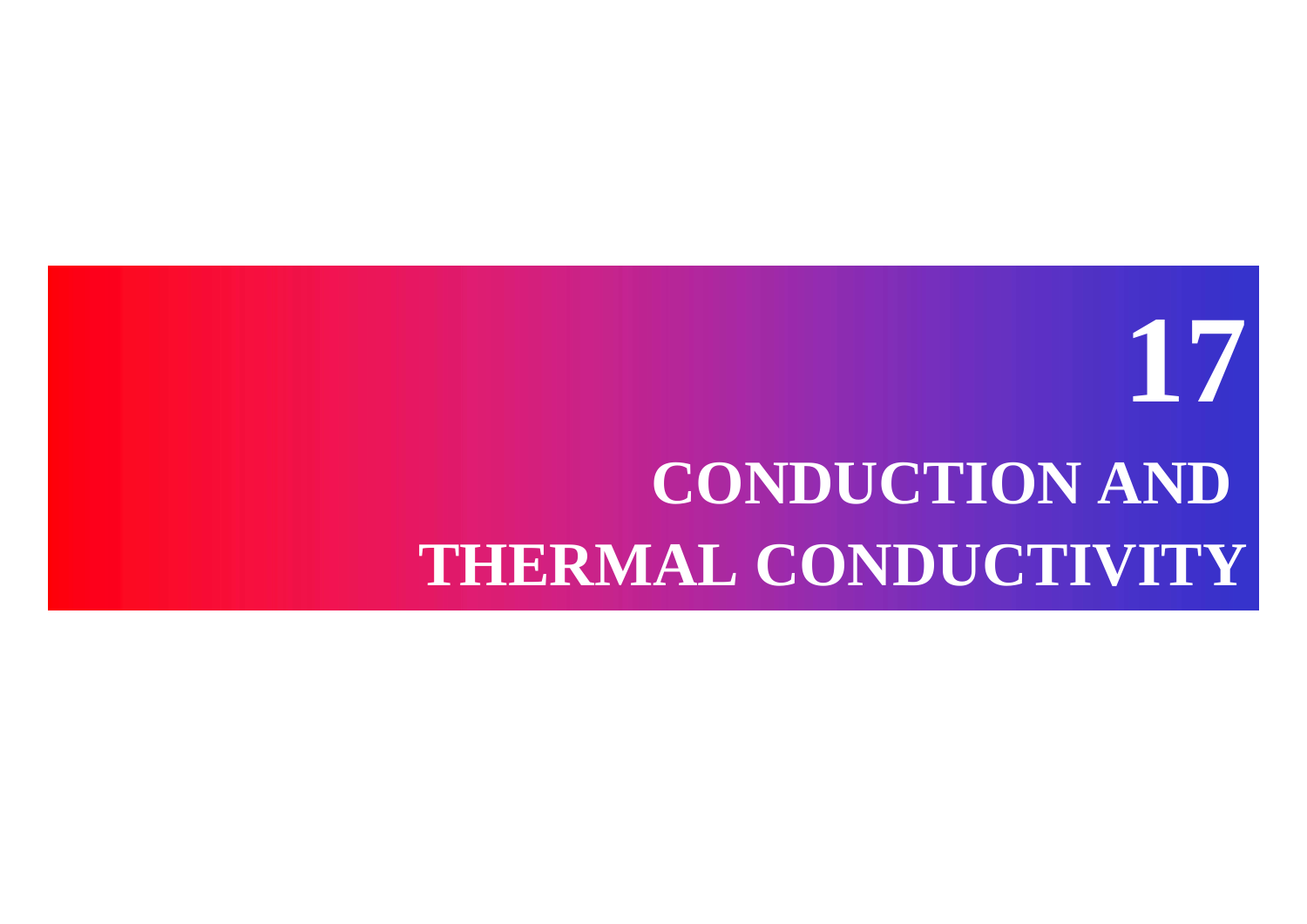# 17

# CONDUCTION AND THERMAL CONDUCTIVITY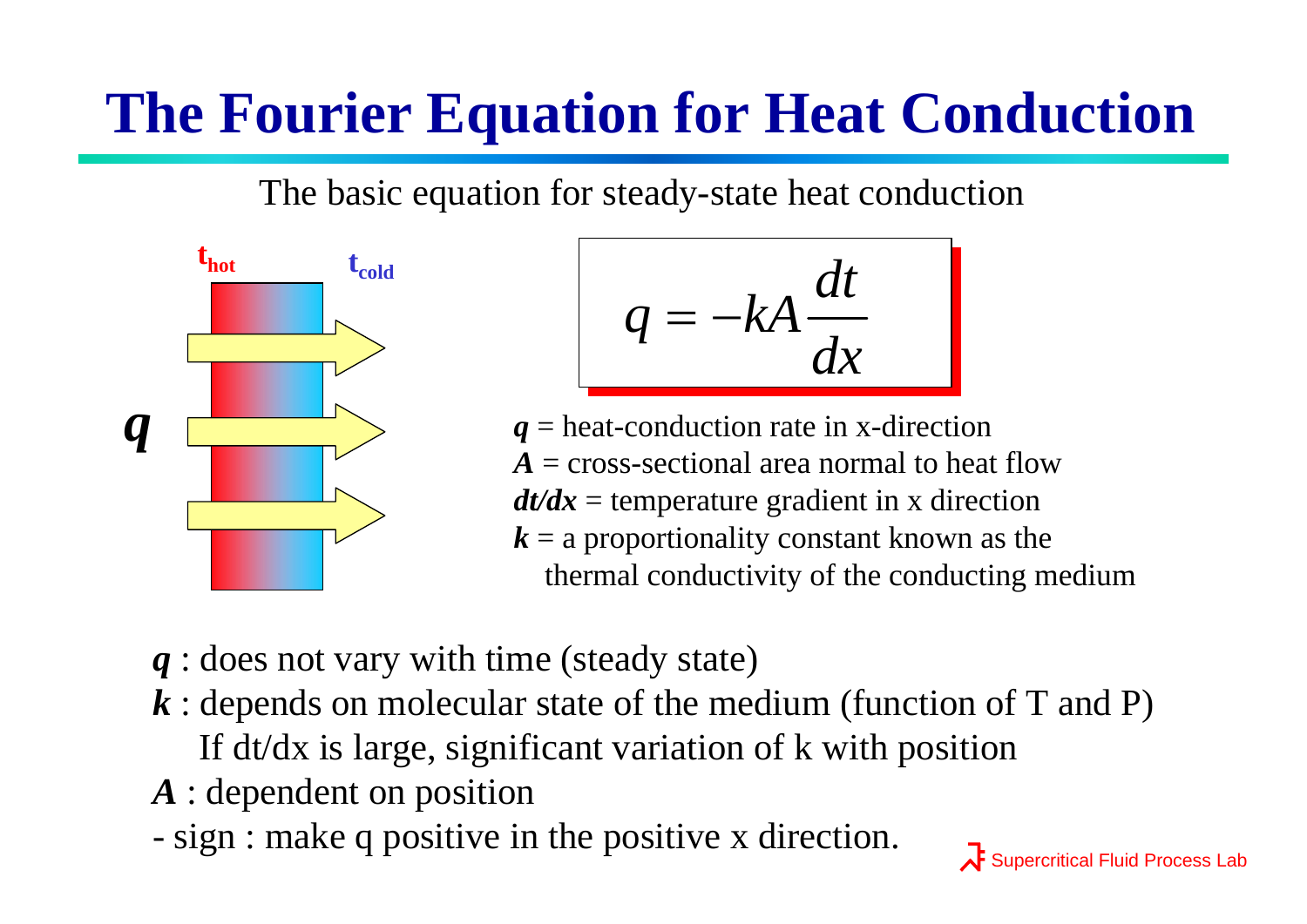# The Fourier Equation for Heat Conduction

The basic equation for steady-state heat conduction

$t_{hot}$ $t_{cold}$

$q$

$$q = -kA\frac{dt}{dx}$$

***q*** = heat-conduction rate in x-direction
***A*** = cross-sectional area normal to heat flow
***dt/dx*** = temperature gradient in x direction
***k*** = a proportionality constant known as the thermal conductivity of the conducting medium

***q*** : does not vary with time (steady state)
***k*** : depends on molecular state of the medium (function of T and P)
If dt/dx is large, significant variation of k with position
***A*** : dependent on position
\- sign : make q positive in the positive x direction.

Supercritical Fluid Process Lab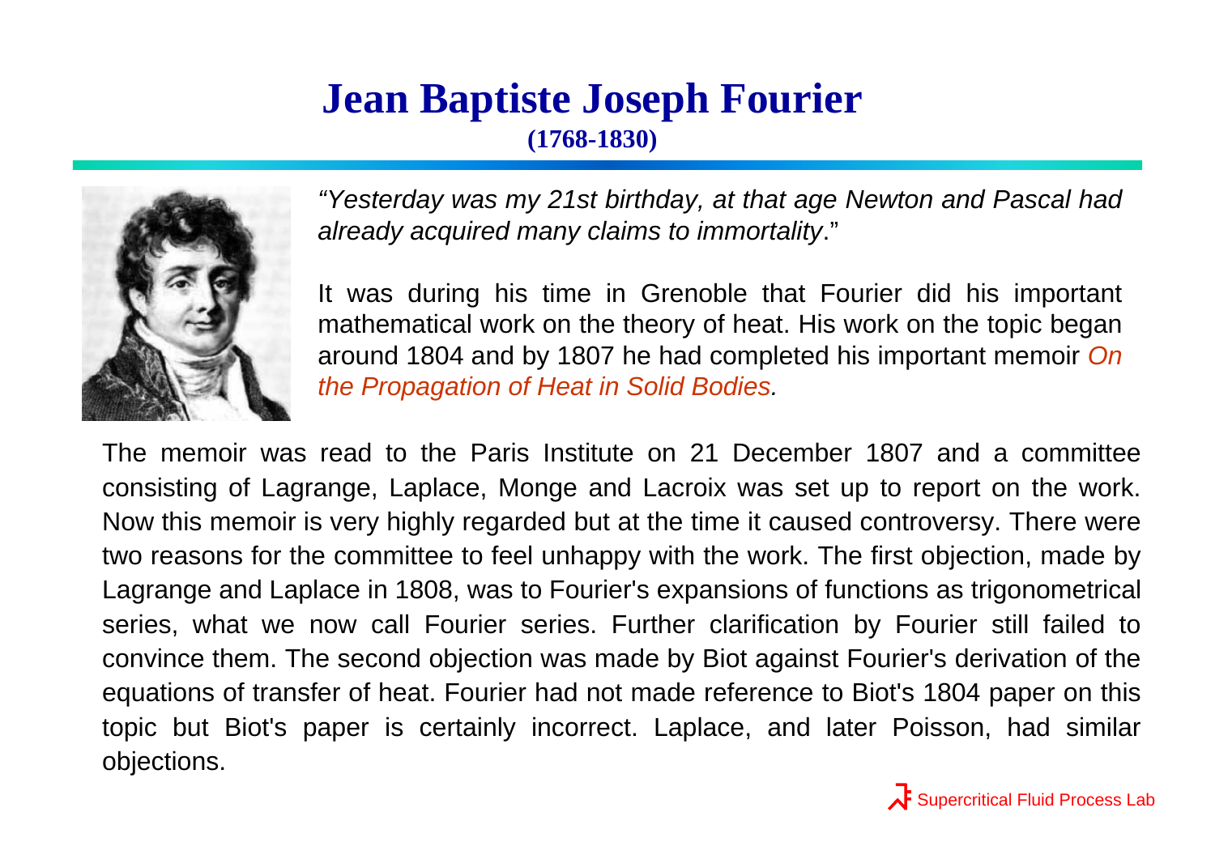# Jean Baptiste Joseph Fourier

**(1768-1830)**

*"Yesterday was my 21st birthday, at that age Newton and Pascal had already acquired many claims to immortality*."

It was during his time in Grenoble that Fourier did his important mathematical work on the theory of heat. His work on the topic began around 1804 and by 1807 he had completed his important memoir *On the Propagation of Heat in Solid Bodies.*

The memoir was read to the Paris Institute on 21 December 1807 and a committee consisting of Lagrange, Laplace, Monge and Lacroix was set up to report on the work. Now this memoir is very highly regarded but at the time it caused controversy. There were two reasons for the committee to feel unhappy with the work. The first objection, made by Lagrange and Laplace in 1808, was to Fourier's expansions of functions as trigonometrical series, what we now call Fourier series. Further clarification by Fourier still failed to convince them. The second objection was made by Biot against Fourier's derivation of the equations of transfer of heat. Fourier had not made reference to Biot's 1804 paper on this topic but Biot's paper is certainly incorrect. Laplace, and later Poisson, had similar objections.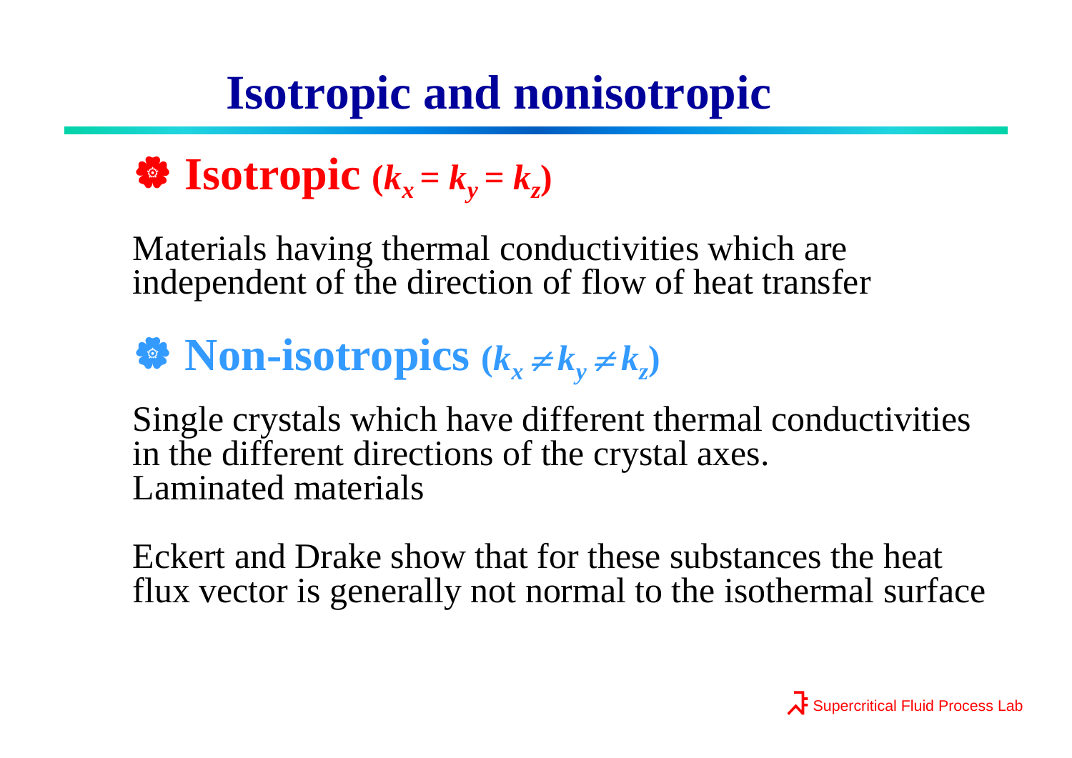# Isotropic and nonisotropic

## Isotropic ($k_x = k_y = k_z$)

Materials having thermal conductivities which are independent of the direction of flow of heat transfer

## Non-isotropics ($k_x \neq k_y \neq k_z$)

Single crystals which have different thermal conductivities in the different directions of the crystal axes.
Laminated materials

Eckert and Drake show that for these substances the heat flux vector is generally not normal to the isothermal surface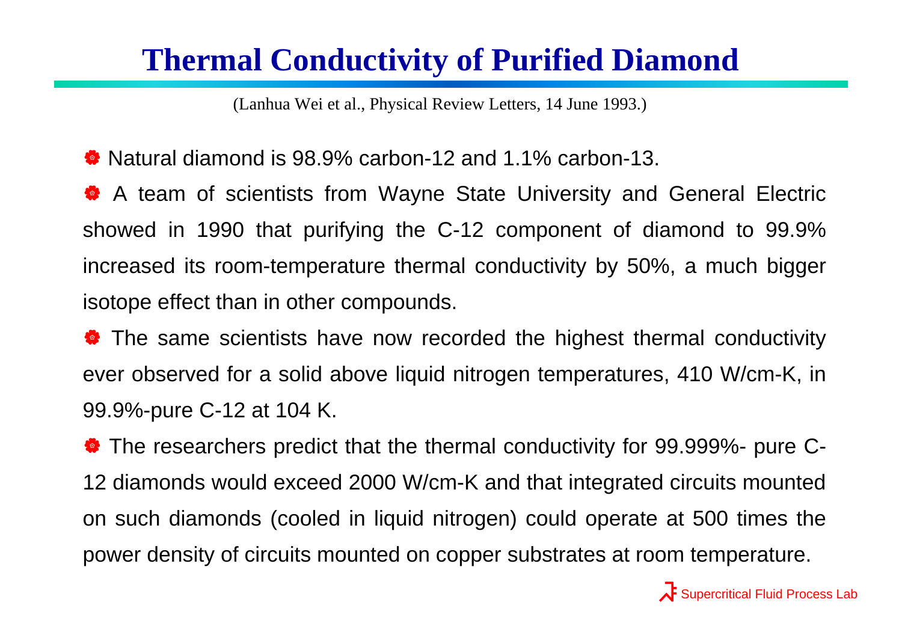# Thermal Conductivity of Purified Diamond

(Lanhua Wei et al., Physical Review Letters, 14 June 1993.)

- Natural diamond is 98.9% carbon-12 and 1.1% carbon-13.
- A team of scientists from Wayne State University and General Electric showed in 1990 that purifying the C-12 component of diamond to 99.9% increased its room-temperature thermal conductivity by 50%, a much bigger isotope effect than in other compounds.
- The same scientists have now recorded the highest thermal conductivity ever observed for a solid above liquid nitrogen temperatures, 410 W/cm-K, in 99.9%-pure C-12 at 104 K.
- The researchers predict that the thermal conductivity for 99.999%- pure C-12 diamonds would exceed 2000 W/cm-K and that integrated circuits mounted on such diamonds (cooled in liquid nitrogen) could operate at 500 times the power density of circuits mounted on copper substrates at room temperature.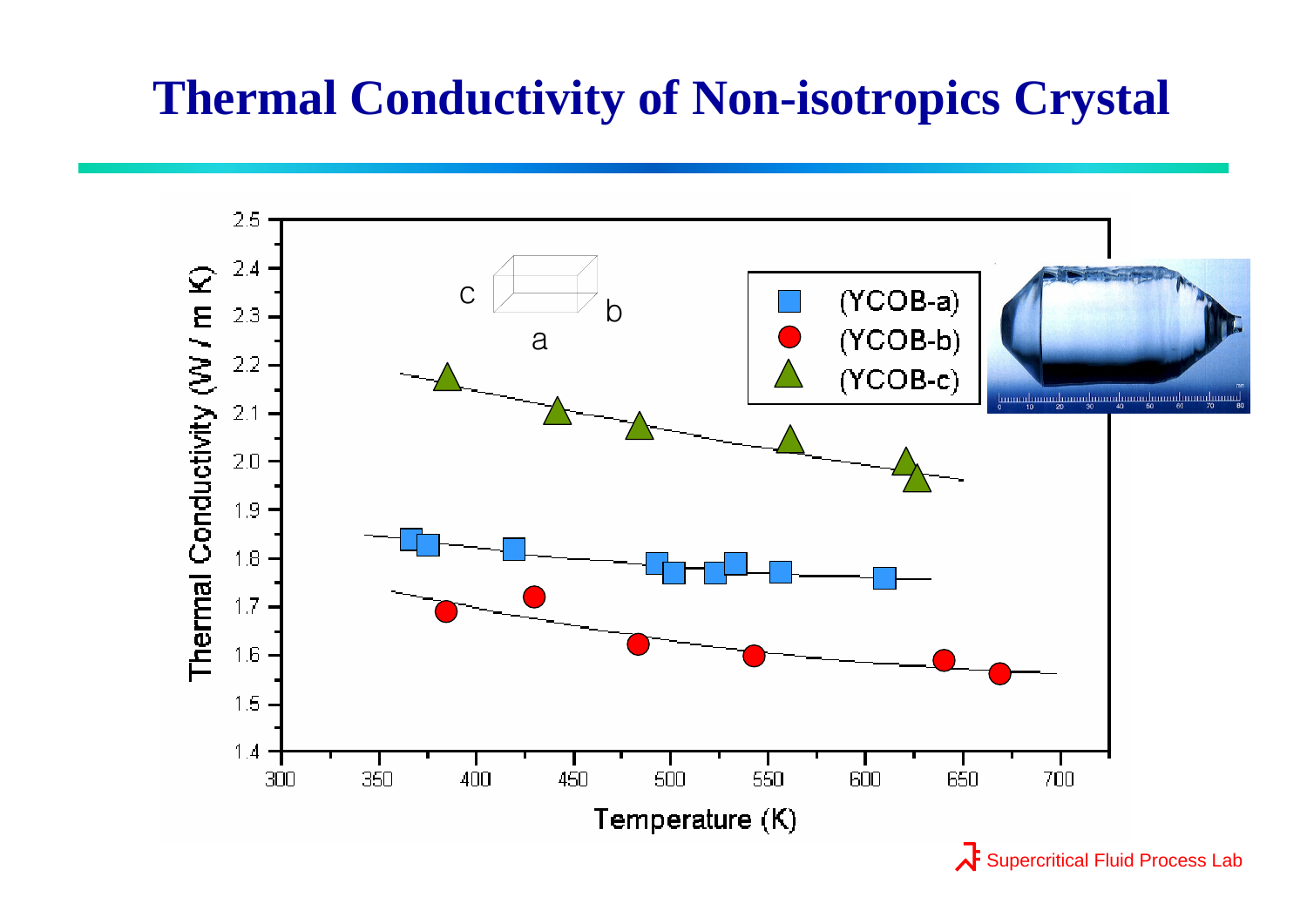# Thermal Conductivity of Non-isotropics Crystal

Thermal Conductivity (W / m K)

2.5, 2.4, 2.3, 2.2, 2.1, 2.0, 1.9, 1.8, 1.7, 1.6, 1.5, 1.4

Temperature (K)

300, 350, 400, 450, 500, 550, 600, 650, 700

c, b, a

(YCOB-a)

(YCOB-b)

(YCOB-c)

0, 10, 20, 30, 40, 50, 60, 70, 80

mm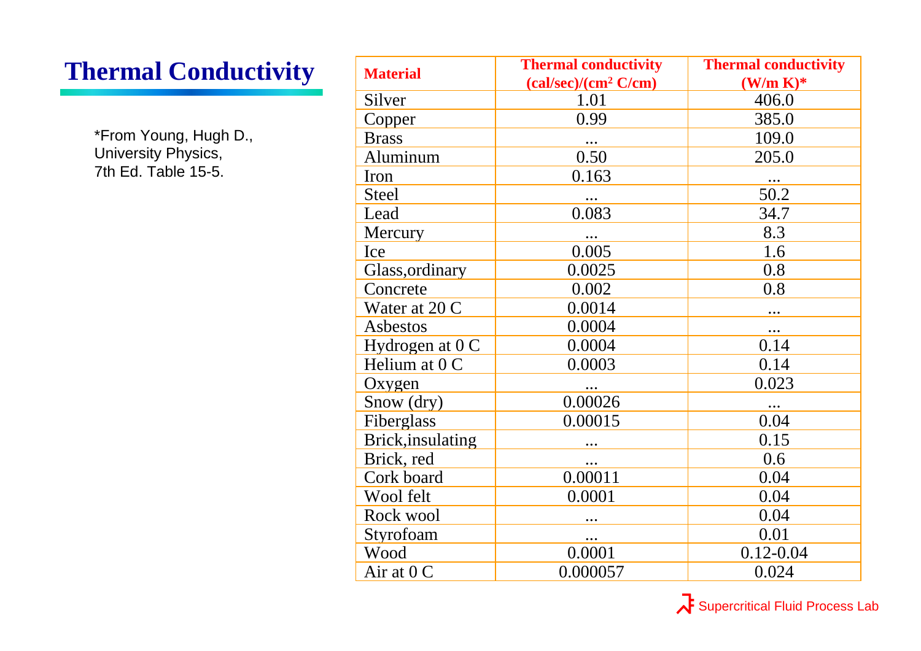# Thermal Conductivity

*From Young, Hugh D., University Physics, 7th Ed. Table 15-5.

| Material | Thermal conductivity (cal/sec)/(cm$^2$ C/cm) | Thermal conductivity (W/m K)* |
|---|---|---|
| Silver | 1.01 | 406.0 |
| Copper | 0.99 | 385.0 |
| Brass | ... | 109.0 |
| Aluminum | 0.50 | 205.0 |
| Iron | 0.163 | ... |
| Steel | ... | 50.2 |
| Lead | 0.083 | 34.7 |
| Mercury | ... | 8.3 |
| Ice | 0.005 | 1.6 |
| Glass,ordinary | 0.0025 | 0.8 |
| Concrete | 0.002 | 0.8 |
| Water at 20 C | 0.0014 | ... |
| Asbestos | 0.0004 | ... |
| Hydrogen at 0 C | 0.0004 | 0.14 |
| Helium at 0 C | 0.0003 | 0.14 |
| Oxygen | ... | 0.023 |
| Snow (dry) | 0.00026 | ... |
| Fiberglass | 0.00015 | 0.04 |
| Brick,insulating | ... | 0.15 |
| Brick, red | ... | 0.6 |
| Cork board | 0.00011 | 0.04 |
| Wool felt | 0.0001 | 0.04 |
| Rock wool | ... | 0.04 |
| Styrofoam | ... | 0.01 |
| Wood | 0.0001 | 0.12-0.04 |
| Air at 0 C | 0.000057 | 0.024 |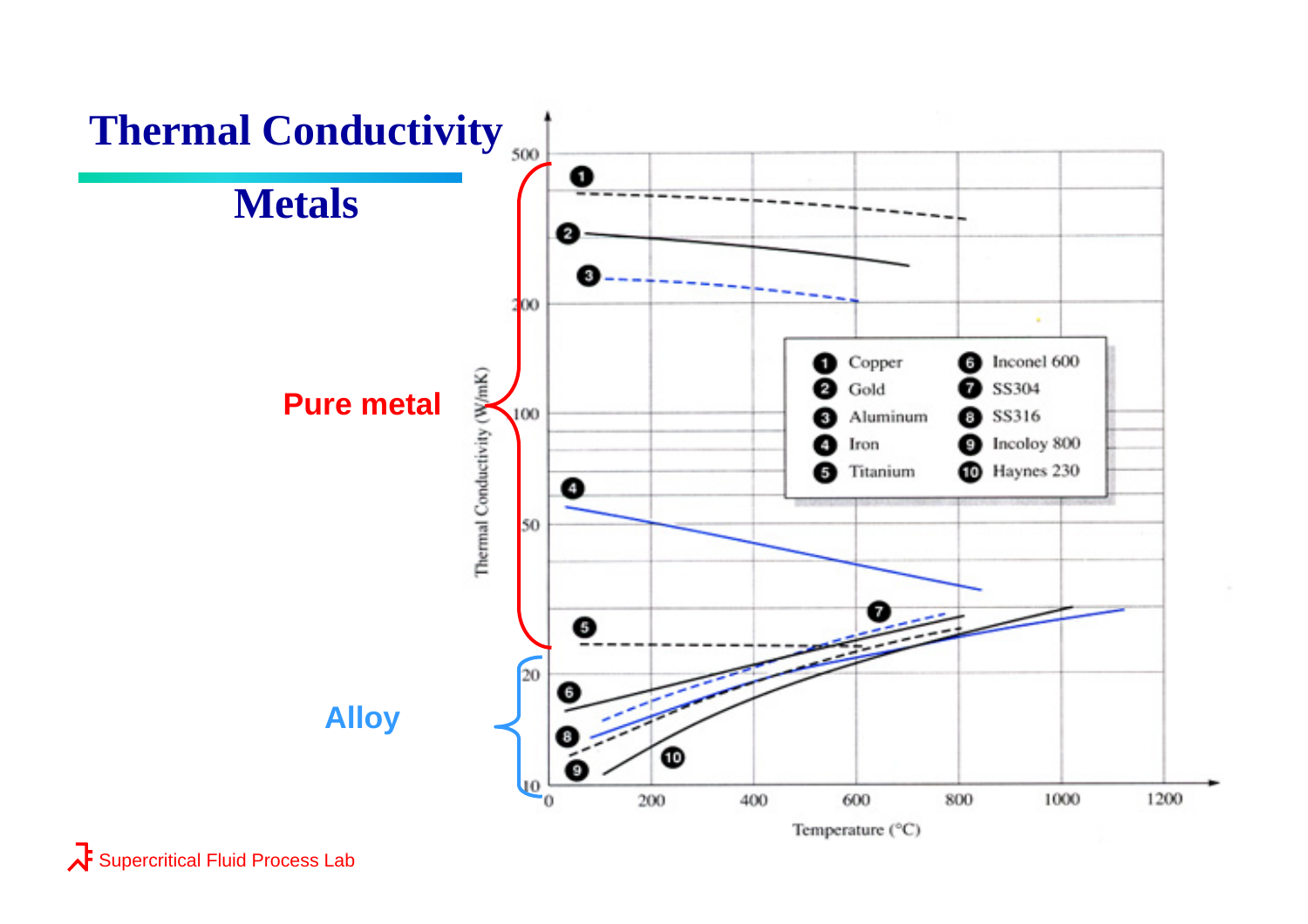# Thermal Conductivity

## Metals

Pure metal

Alloy

Thermal Conductivity (W/mK)

Temperature (°C)

| | |
|---|---|
| 1 Copper | 6 Inconel 600 |
| 2 Gold | 7 SS304 |
| 3 Aluminum | 8 SS316 |
| 4 Iron | 9 Incoloy 800 |
| 5 Titanium | 10 Haynes 230 |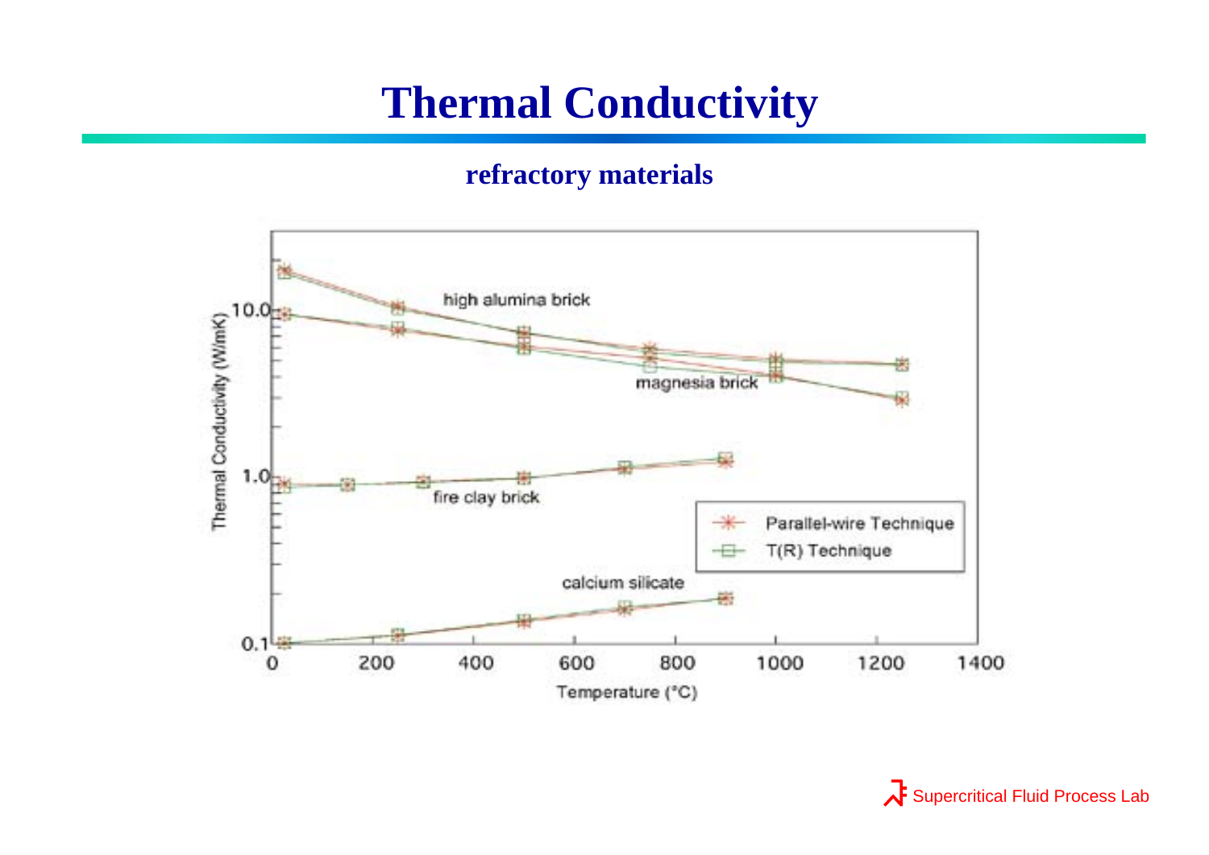# Thermal Conductivity

## refractory materials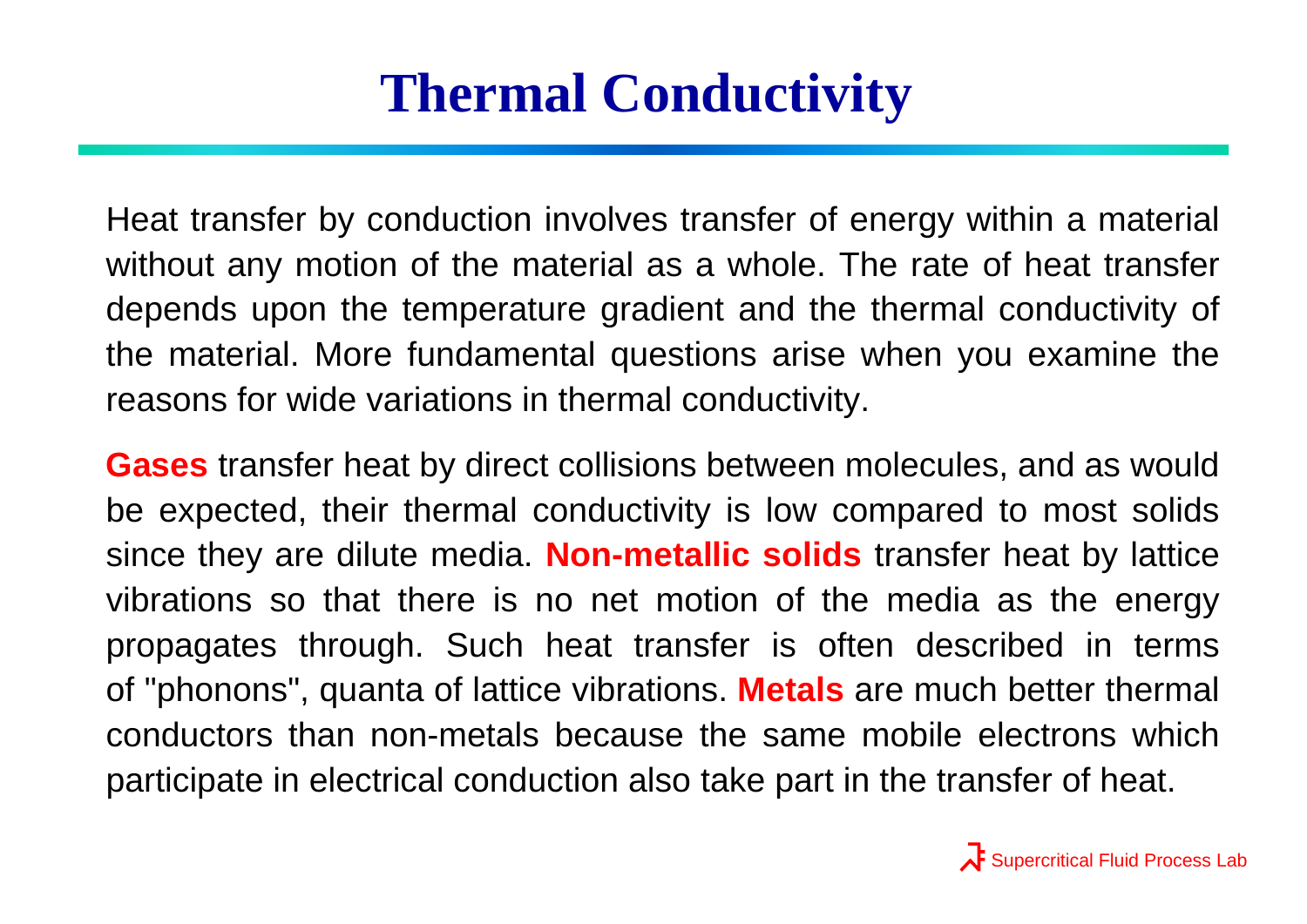# Thermal Conductivity

Heat transfer by conduction involves transfer of energy within a material without any motion of the material as a whole. The rate of heat transfer depends upon the temperature gradient and the thermal conductivity of the material. More fundamental questions arise when you examine the reasons for wide variations in thermal conductivity.

**Gases** transfer heat by direct collisions between molecules, and as would be expected, their thermal conductivity is low compared to most solids since they are dilute media. **Non-metallic solids** transfer heat by lattice vibrations so that there is no net motion of the media as the energy propagates through. Such heat transfer is often described in terms of "phonons", quanta of lattice vibrations. **Metals** are much better thermal conductors than non-metals because the same mobile electrons which participate in electrical conduction also take part in the transfer of heat.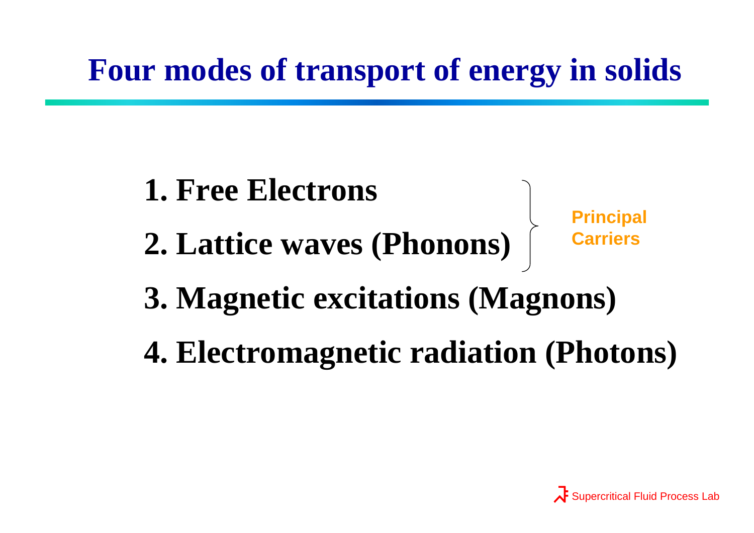# Four modes of transport of energy in solids

1. **Free Electrons**
2. **Lattice waves (Phonons)**
3. **Magnetic excitations (Magnons)**
4. **Electromagnetic radiation (Photons)**

Principal Carriers (1, 2)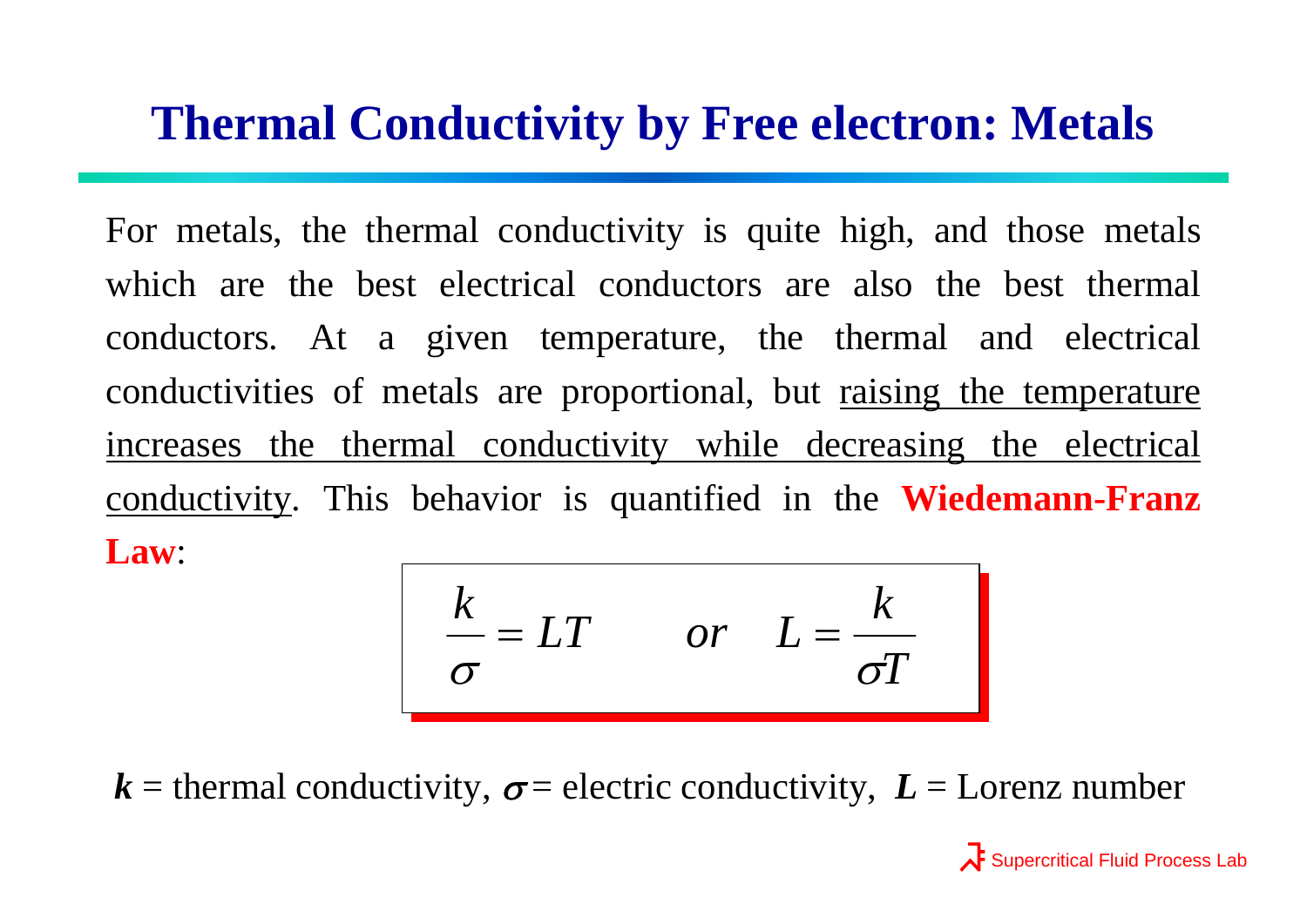# Thermal Conductivity by Free electron: Metals

For metals, the thermal conductivity is quite high, and those metals which are the best electrical conductors are also the best thermal conductors. At a given temperature, the thermal and electrical conductivities of metals are proportional, but raising the temperature increases the thermal conductivity while decreasing the electrical conductivity. This behavior is quantified in the **Wiedemann-Franz Law**:

$$\frac{k}{\sigma} = LT \qquad or \qquad L = \frac{k}{\sigma T}$$

$\boldsymbol{k}$ = thermal conductivity, $\boldsymbol{\sigma}$ = electric conductivity, $\boldsymbol{L}$ = Lorenz number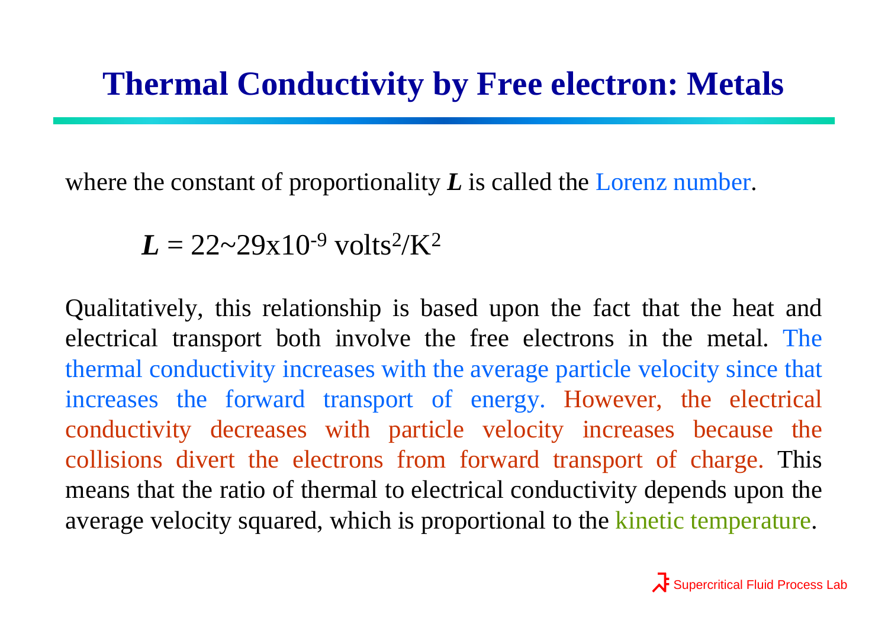# Thermal Conductivity by Free electron: Metals

where the constant of proportionality ***L*** is called the Lorenz number.

$$L = 22\text{~}29\times10^{-9}\ \text{volts}^2/\text{K}^2$$

Qualitatively, this relationship is based upon the fact that the heat and electrical transport both involve the free electrons in the metal. The thermal conductivity increases with the average particle velocity since that increases the forward transport of energy. However, the electrical conductivity decreases with particle velocity increases because the collisions divert the electrons from forward transport of charge. This means that the ratio of thermal to electrical conductivity depends upon the average velocity squared, which is proportional to the kinetic temperature.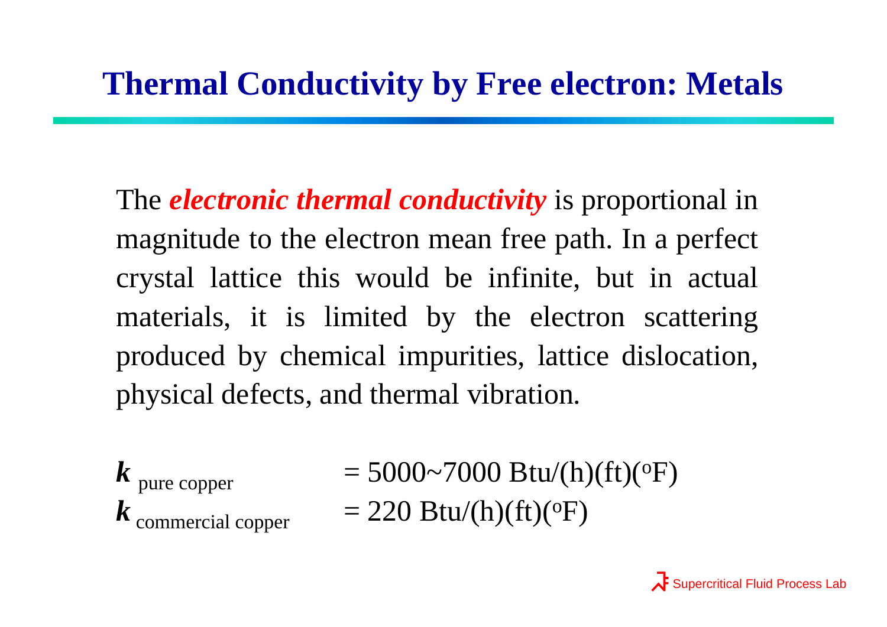# Thermal Conductivity by Free electron: Metals

The ***electronic thermal conductivity*** is proportional in magnitude to the electron mean free path. In a perfect crystal lattice this would be infinite, but in actual materials, it is limited by the electron scattering produced by chemical impurities, lattice dislocation, physical defects, and thermal vibration.

$\boldsymbol{k}_{\text{pure copper}}$ = 5000~7000 Btu/(h)(ft)($^{o}$F)

$\boldsymbol{k}_{\text{commercial copper}}$ = 220 Btu/(h)(ft)($^{o}$F)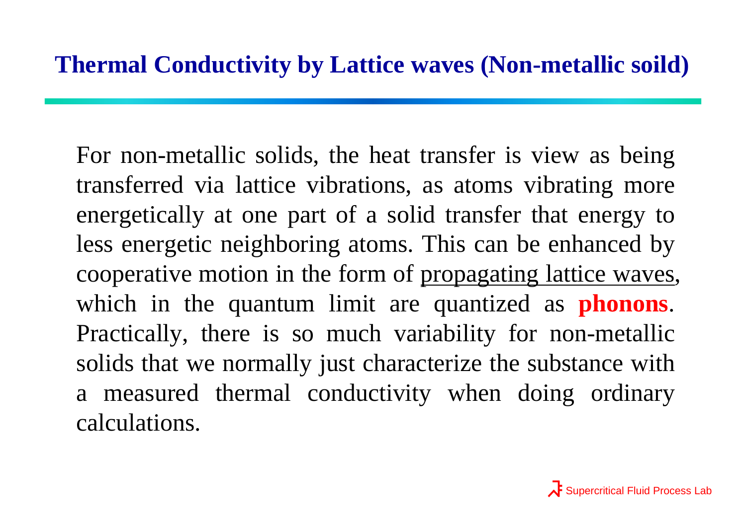# Thermal Conductivity by Lattice waves (Non-metallic soild)

For non-metallic solids, the heat transfer is view as being transferred via lattice vibrations, as atoms vibrating more energetically at one part of a solid transfer that energy to less energetic neighboring atoms. This can be enhanced by cooperative motion in the form of <u>propagating lattice waves</u>, which in the quantum limit are quantized as **phonons**. Practically, there is so much variability for non-metallic solids that we normally just characterize the substance with a measured thermal conductivity when doing ordinary calculations.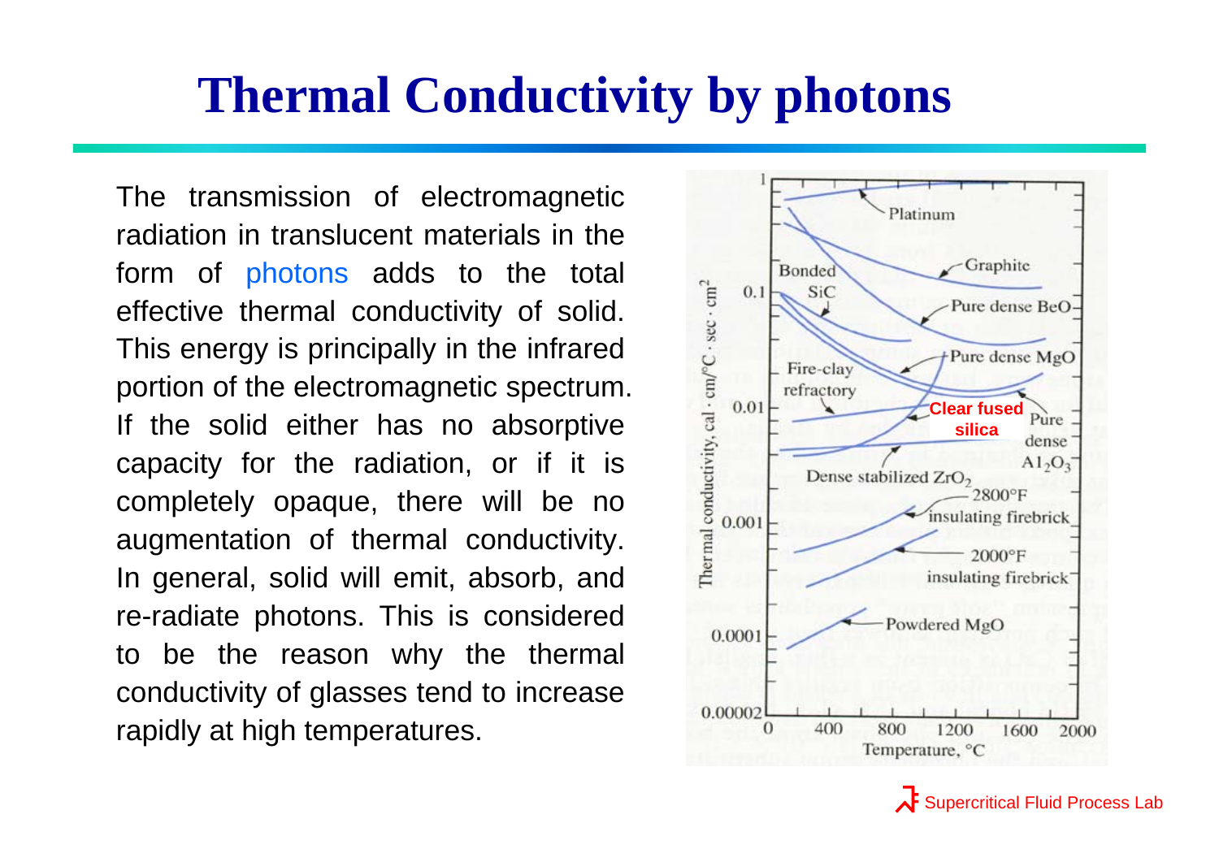# Thermal Conductivity by photons

The transmission of electromagnetic radiation in translucent materials in the form of photons adds to the total effective thermal conductivity of solid. This energy is principally in the infrared portion of the electromagnetic spectrum. If the solid either has no absorptive capacity for the radiation, or if it is completely opaque, there will be no augmentation of thermal conductivity. In general, solid will emit, absorb, and re-radiate photons. This is considered to be the reason why the thermal conductivity of glasses tend to increase rapidly at high temperatures.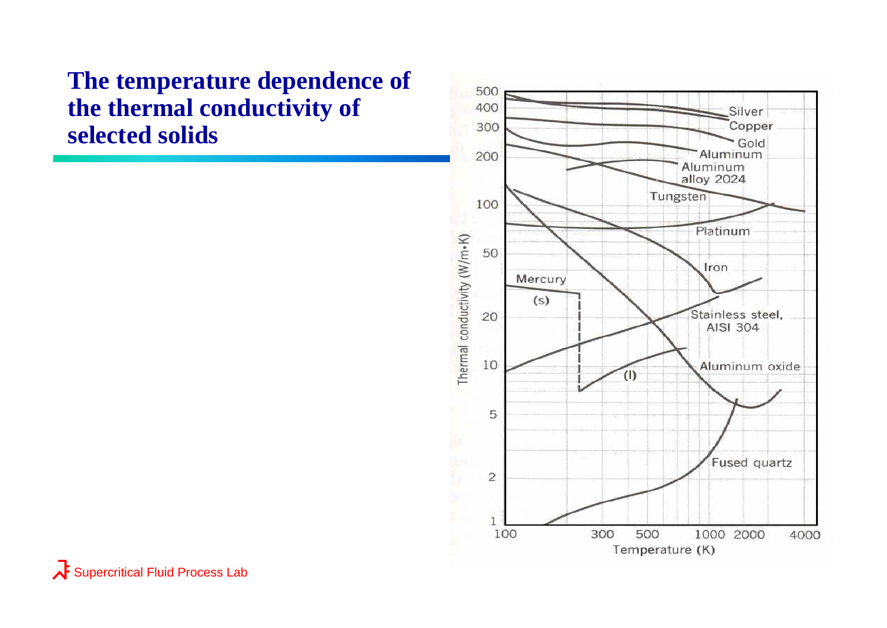# The temperature dependence of the thermal conductivity of selected solids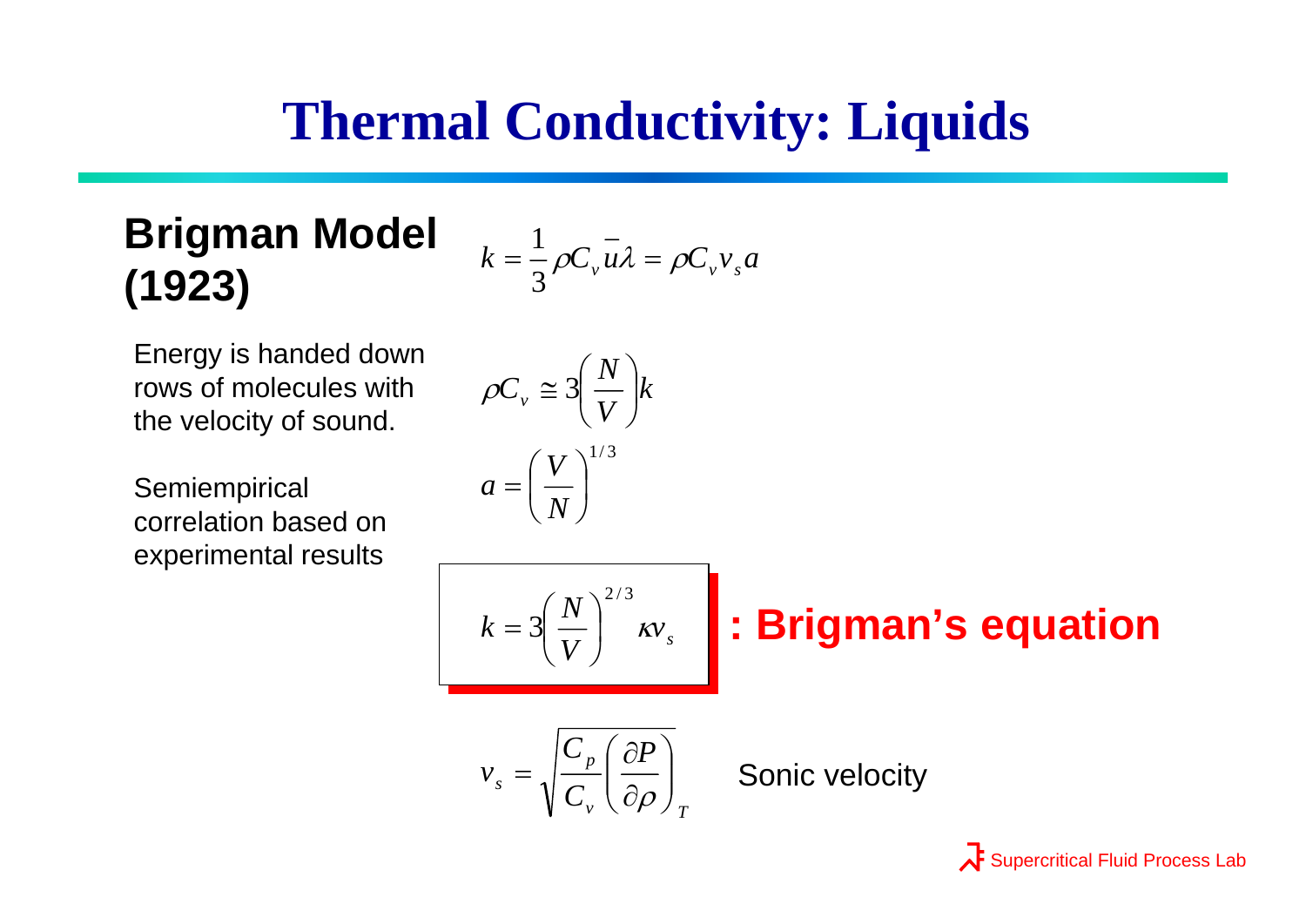# Thermal Conductivity: Liquids

## Brigman Model (1923)

$$k = \frac{1}{3}\rho C_v \bar{u}\lambda = \rho C_v v_s a$$

Energy is handed down rows of molecules with the velocity of sound.

$$\rho C_v \cong 3\left(\frac{N}{V}\right)k$$

Semiempirical correlation based on experimental results

$$a = \left(\frac{V}{N}\right)^{1/3}$$

$$\boxed{k = 3\left(\frac{N}{V}\right)^{2/3}\kappa v_s}$$

**: Brigman's equation**

$$v_s = \sqrt{\frac{C_p}{C_v}\left(\frac{\partial P}{\partial \rho}\right)_T}$$

Sonic velocity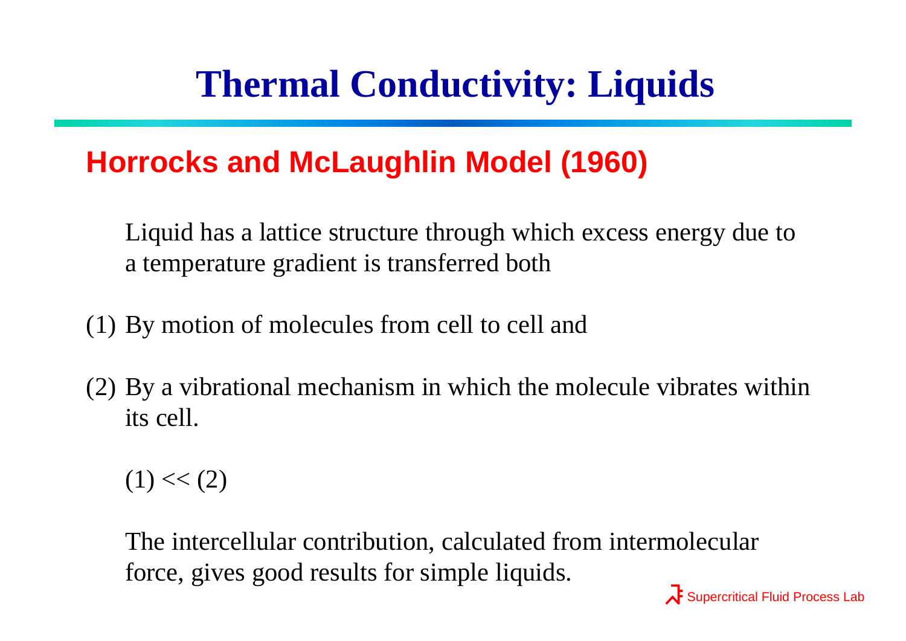# Thermal Conductivity: Liquids

## Horrocks and McLaughlin Model (1960)

Liquid has a lattice structure through which excess energy due to a temperature gradient is transferred both

(1) By motion of molecules from cell to cell and

(2) By a vibrational mechanism in which the molecule vibrates within its cell.

$(1) << (2)$

The intercellular contribution, calculated from intermolecular force, gives good results for simple liquids.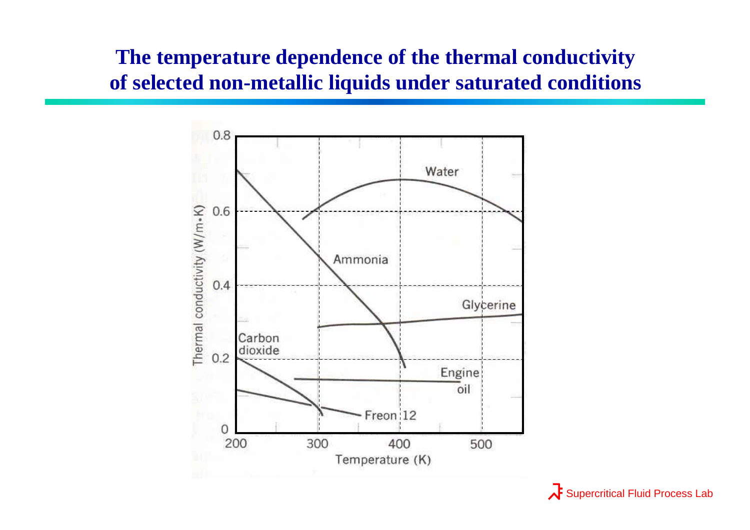# The temperature dependence of the thermal conductivity of selected non-metallic liquids under saturated conditions

| Axis | Label |
| --- | --- |
| y-axis | Thermal conductivity (W/m•K): 0, 0.2, 0.4, 0.6, 0.8 |
| x-axis | Temperature (K): 200, 300, 400, 500 |

Curves: Water, Ammonia, Glycerine, Carbon dioxide, Engine oil, Freon 12

Supercritical Fluid Process Lab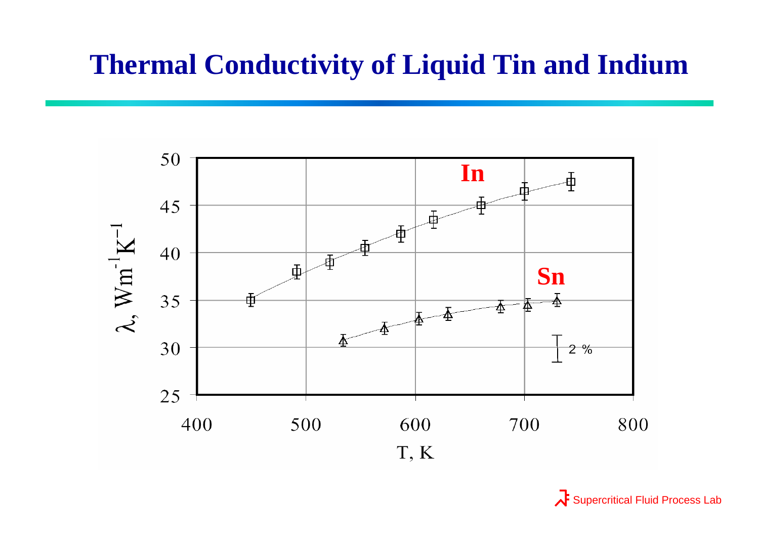# Thermal Conductivity of Liquid Tin and Indium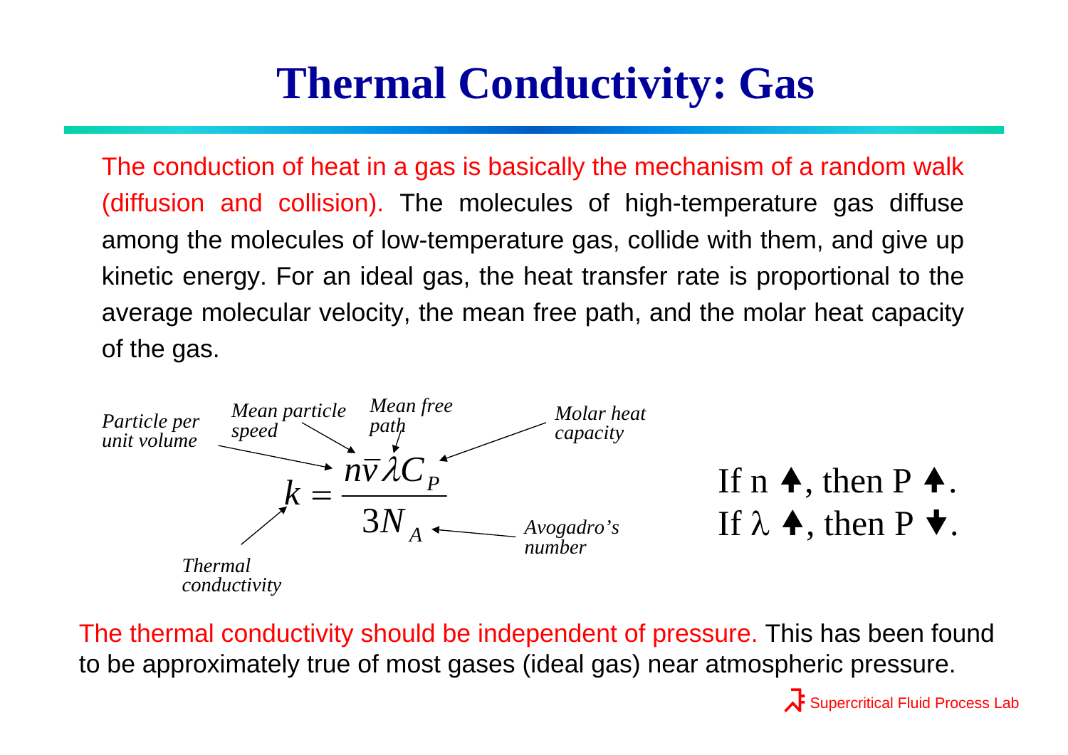# Thermal Conductivity: Gas

The conduction of heat in a gas is basically the mechanism of a random walk (diffusion and collision). The molecules of high-temperature gas diffuse among the molecules of low-temperature gas, collide with them, and give up kinetic energy. For an ideal gas, the heat transfer rate is proportional to the average molecular velocity, the mean free path, and the molar heat capacity of the gas.

$$k = \frac{n\bar{v}\lambda C_P}{3N_A}$$

*Particle per unit volume* ($n$), *Mean particle speed* ($\bar{v}$), *Mean free path* ($\lambda$), *Molar heat capacity* ($C_P$), *Avogadro's number* ($N_A$), *Thermal conductivity* ($k$)

If n ↑, then P ↑.
If $\lambda$ ↑, then P ↓.

The thermal conductivity should be independent of pressure. This has been found to be approximately true of most gases (ideal gas) near atmospheric pressure.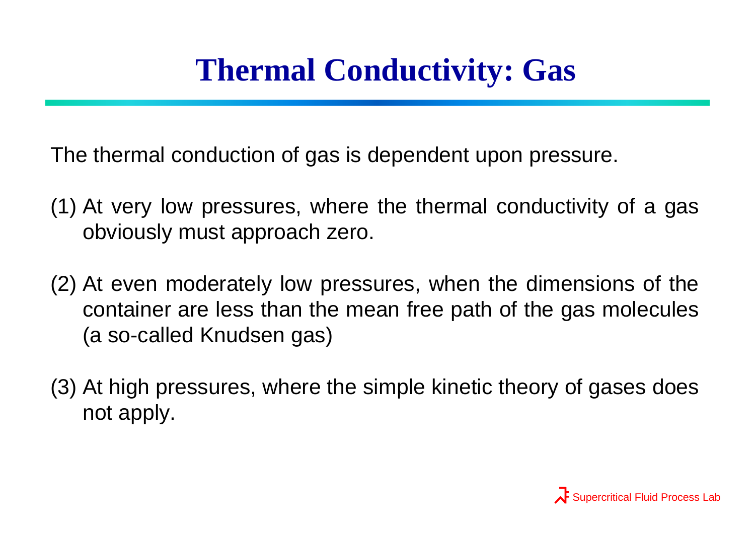# Thermal Conductivity: Gas

The thermal conduction of gas is dependent upon pressure.

(1) At very low pressures, where the thermal conductivity of a gas obviously must approach zero.

(2) At even moderately low pressures, when the dimensions of the container are less than the mean free path of the gas molecules (a so-called Knudsen gas)

(3) At high pressures, where the simple kinetic theory of gases does not apply.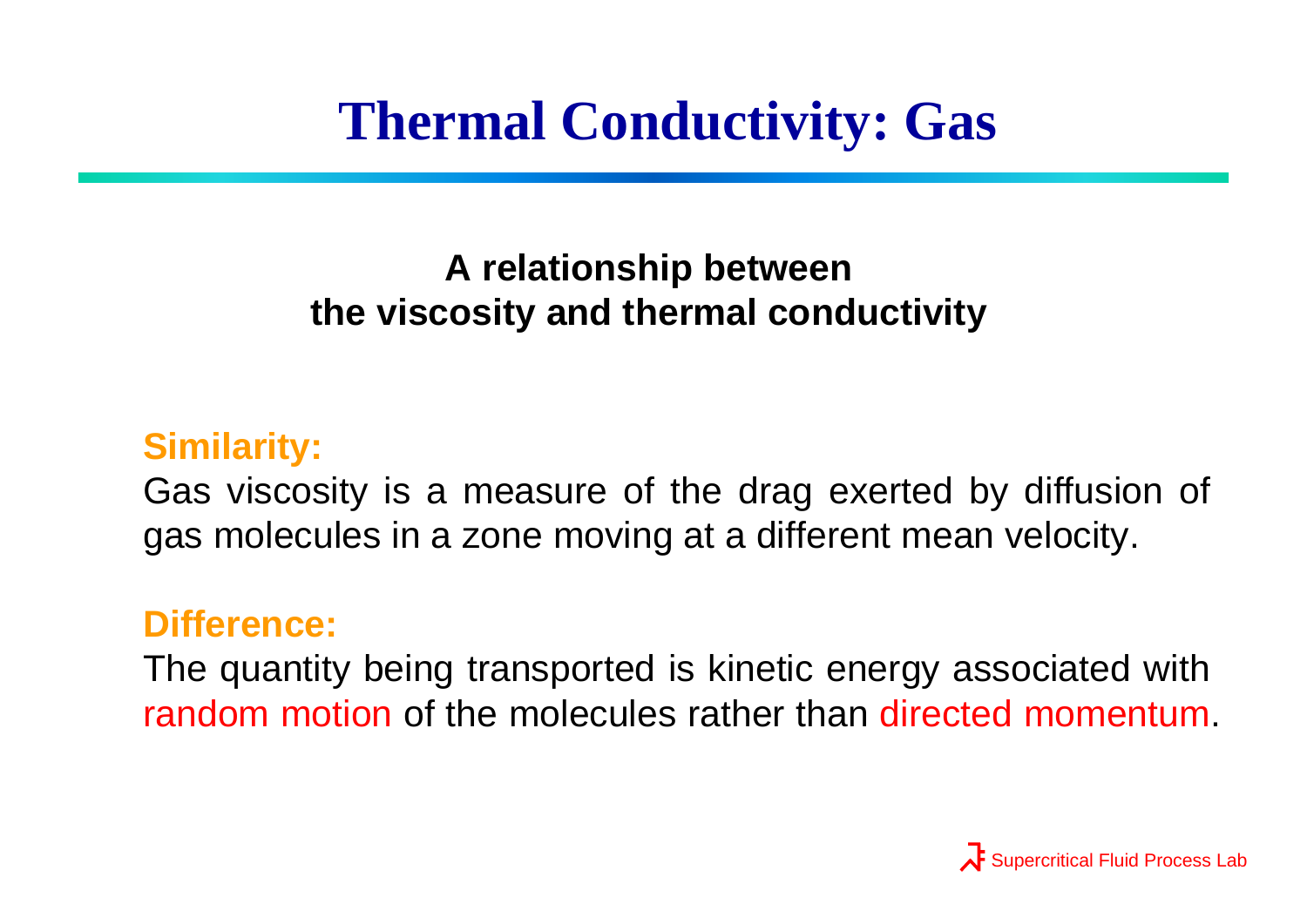# Thermal Conductivity: Gas

**A relationship between the viscosity and thermal conductivity**

**Similarity:**

Gas viscosity is a measure of the drag exerted by diffusion of gas molecules in a zone moving at a different mean velocity.

**Difference:**

The quantity being transported is kinetic energy associated with random motion of the molecules rather than directed momentum.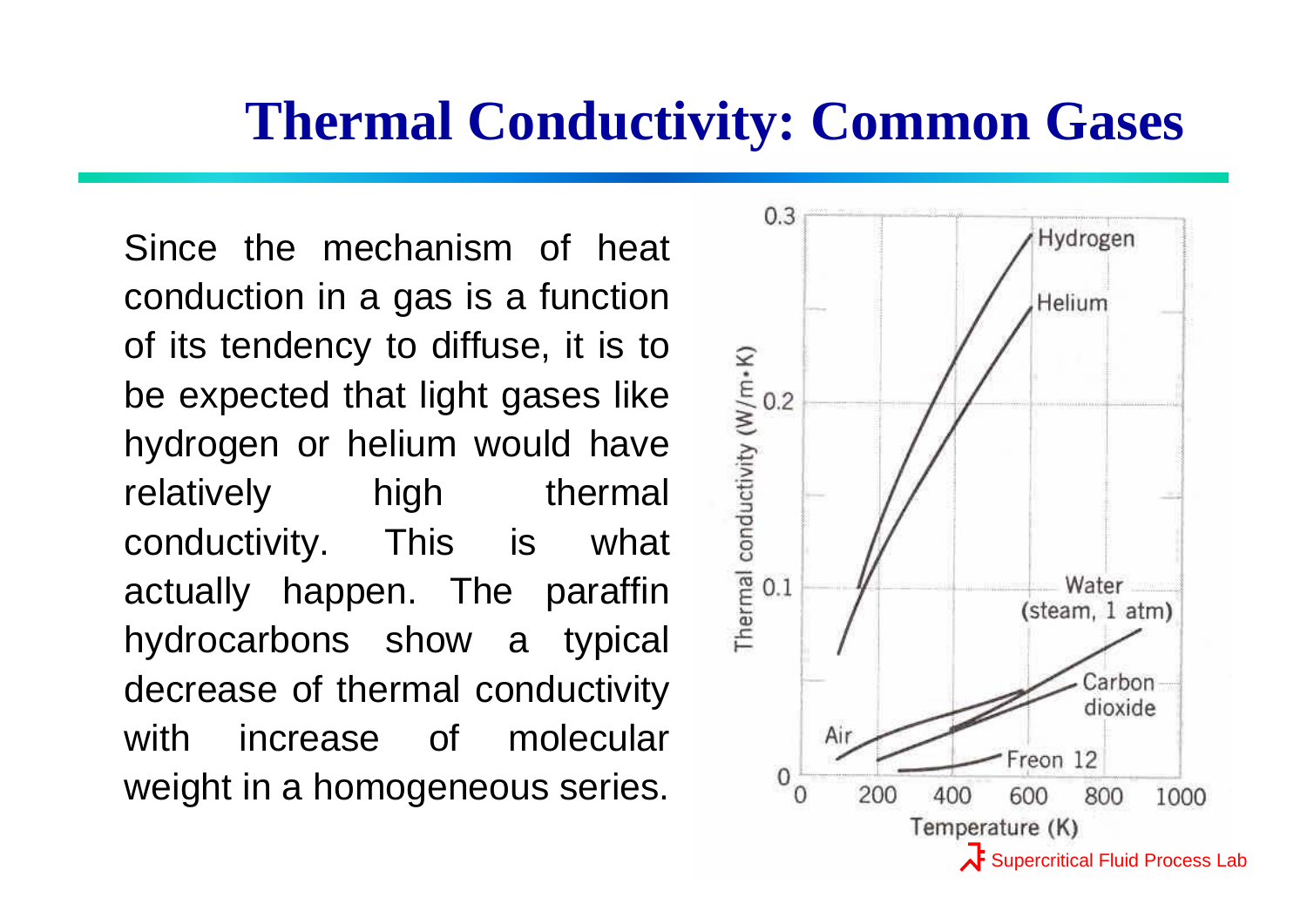# Thermal Conductivity: Common Gases

Since the mechanism of heat conduction in a gas is a function of its tendency to diffuse, it is to be expected that light gases like hydrogen or helium would have relatively high thermal conductivity. This is what actually happen. The paraffin hydrocarbons show a typical decrease of thermal conductivity with increase of molecular weight in a homogeneous series.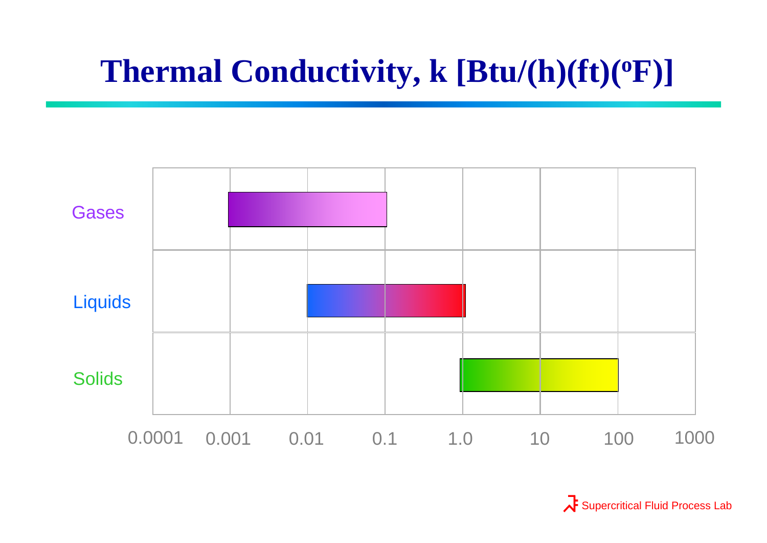# Thermal Conductivity, k [Btu/(h)(ft)(ºF)]

| Phase | Approximate range of k |
|---|---|
| Gases | 0.001 – 0.1 |
| Liquids | 0.01 – 1.0 |
| Solids | 1.0 – 100 |

Axis: 0.0001, 0.001, 0.01, 0.1, 1.0, 10, 100, 1000

Supercritical Fluid Process Lab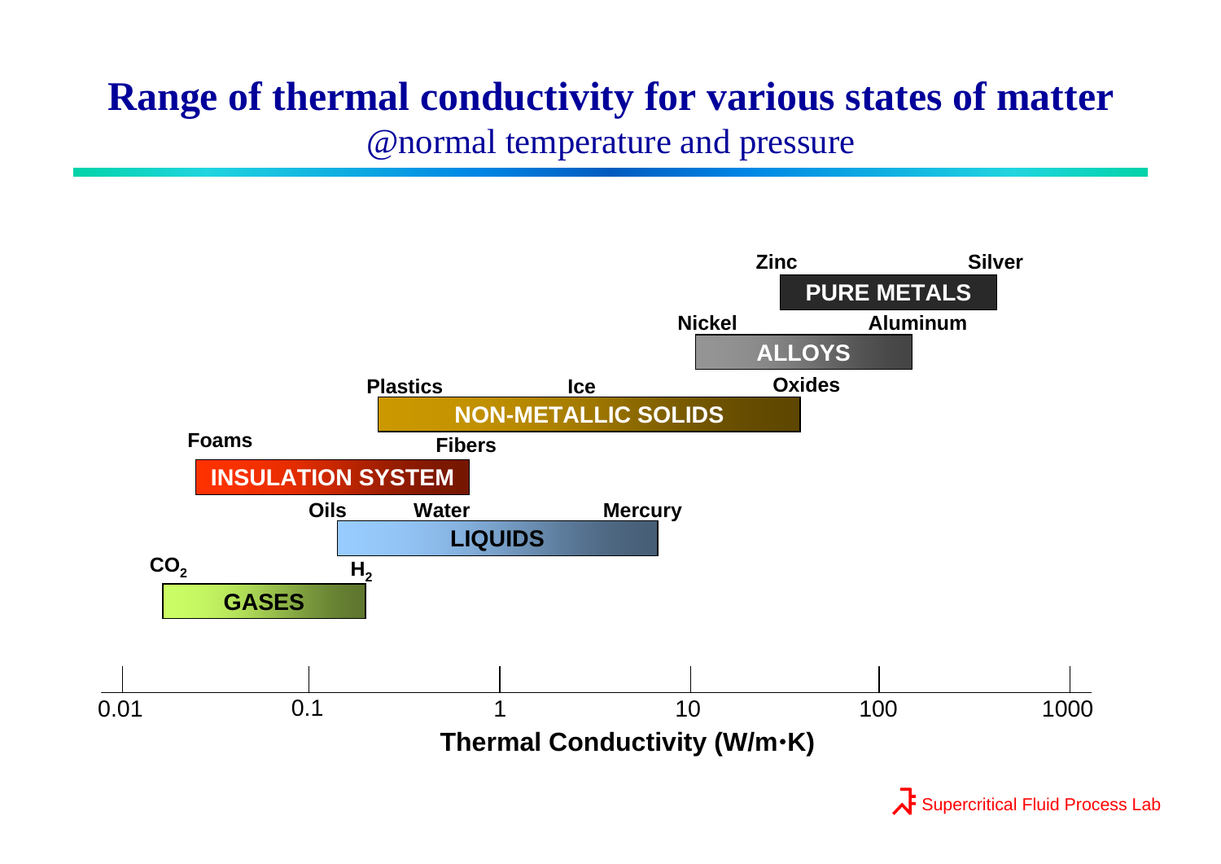# Range of thermal conductivity for various states of matter

@normal temperature and pressure

Zinc Silver

PURE METALS

Nickel Aluminum

ALLOYS

Plastics Ice Oxides

NON-METALLIC SOLIDS

Foams Fibers

INSULATION SYSTEM

Oils Water Mercury

LIQUIDS

$CO_2$ $H_2$

GASES

0.01 0.1 1 10 100 1000

**Thermal Conductivity (W/m·K)**

Supercritical Fluid Process Lab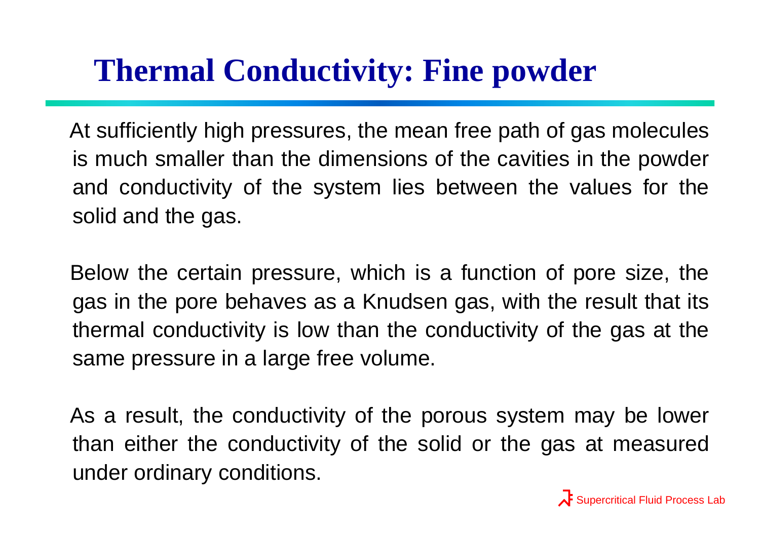# Thermal Conductivity: Fine powder

At sufficiently high pressures, the mean free path of gas molecules is much smaller than the dimensions of the cavities in the powder and conductivity of the system lies between the values for the solid and the gas.

Below the certain pressure, which is a function of pore size, the gas in the pore behaves as a Knudsen gas, with the result that its thermal conductivity is low than the conductivity of the gas at the same pressure in a large free volume.

As a result, the conductivity of the porous system may be lower than either the conductivity of the solid or the gas at measured under ordinary conditions.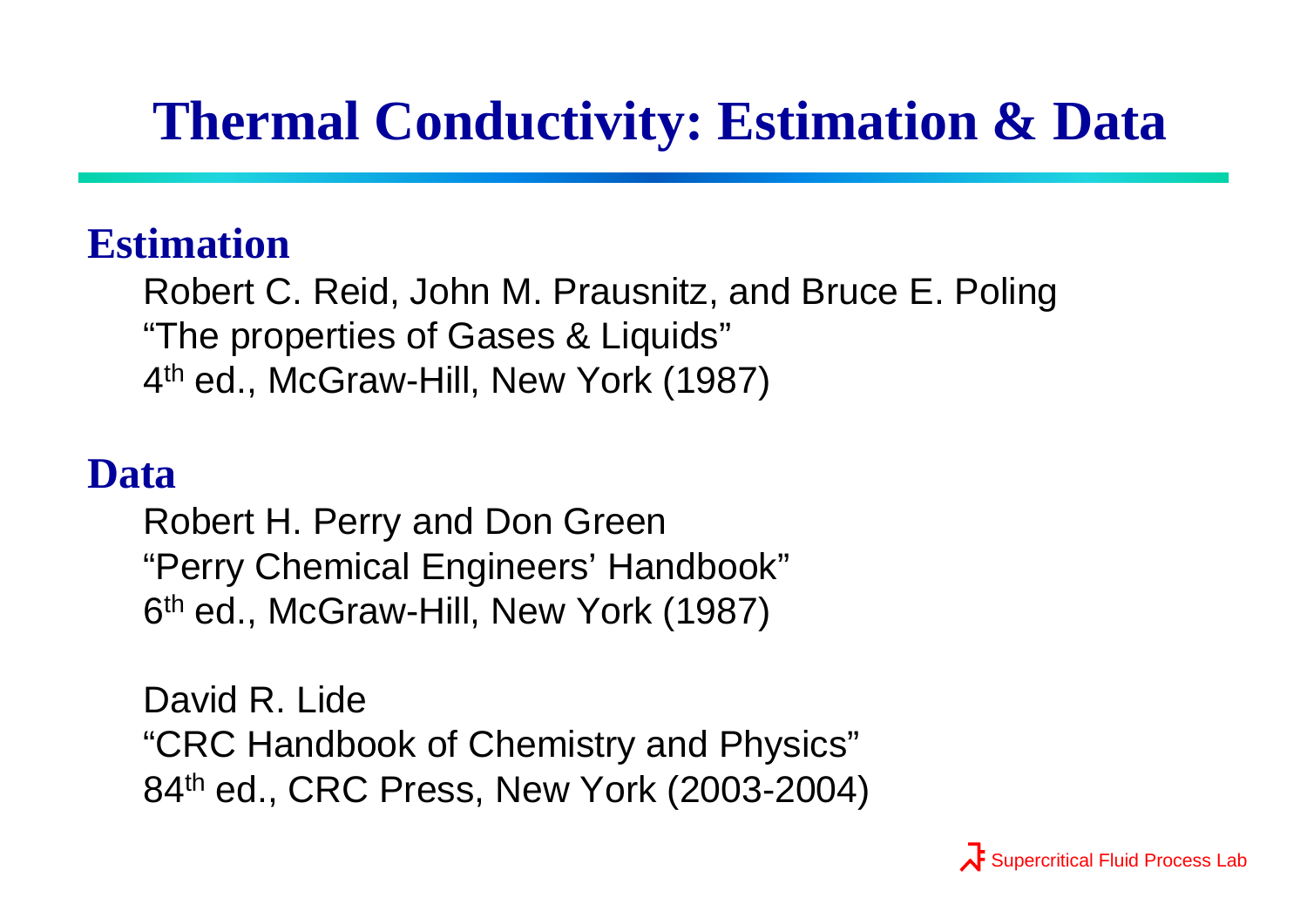# Thermal Conductivity: Estimation & Data

## Estimation

Robert C. Reid, John M. Prausnitz, and Bruce E. Poling
"The properties of Gases & Liquids"
4th ed., McGraw-Hill, New York (1987)

## Data

Robert H. Perry and Don Green
"Perry Chemical Engineers' Handbook"
6th ed., McGraw-Hill, New York (1987)

David R. Lide
"CRC Handbook of Chemistry and Physics"
84th ed., CRC Press, New York (2003-2004)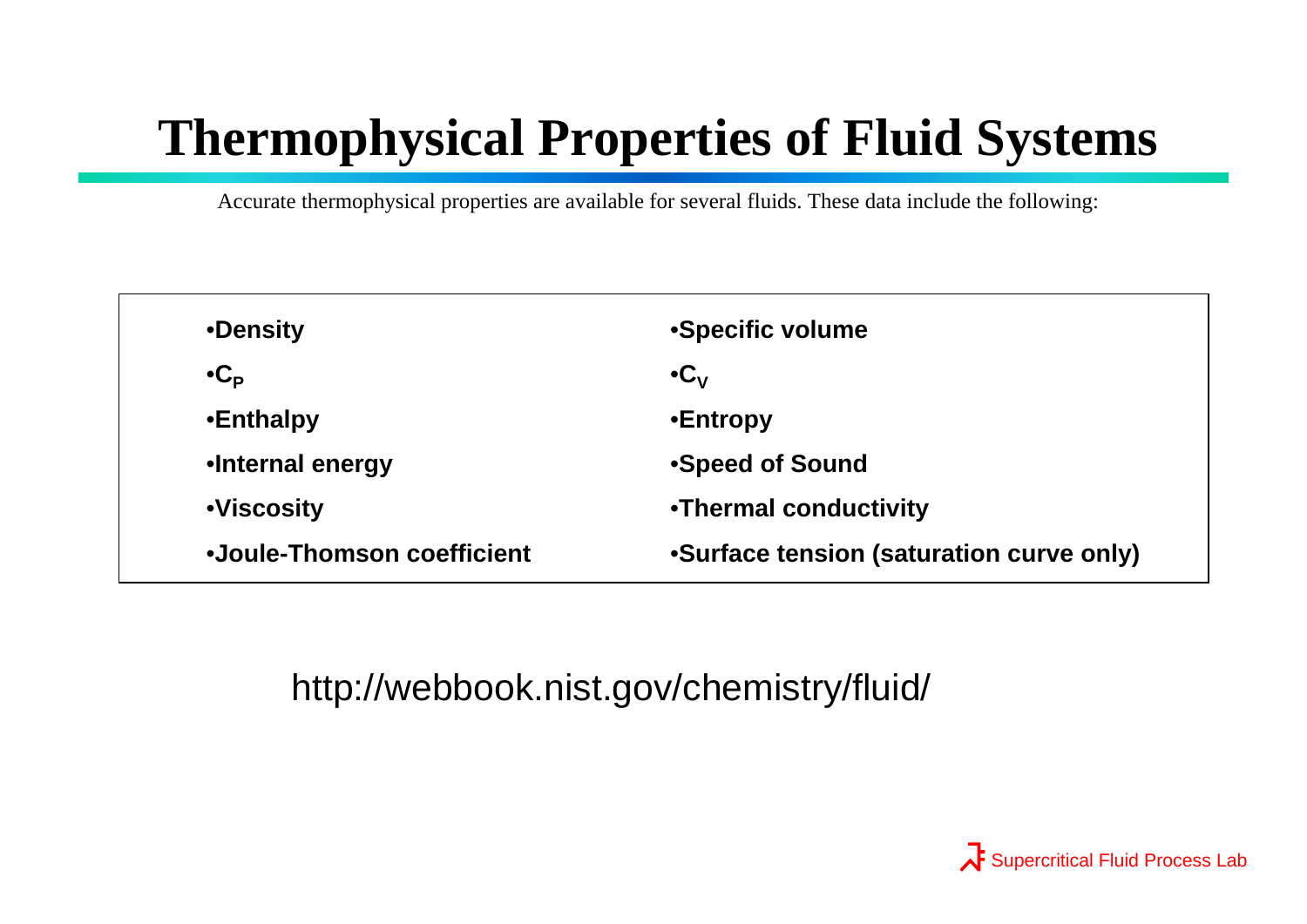# Thermophysical Properties of Fluid Systems

Accurate thermophysical properties are available for several fluids. These data include the following:

| | |
|---|---|
| •**Density** | •**Specific volume** |
| •**$C_P$** | •**$C_V$** |
| •**Enthalpy** | •**Entropy** |
| •**Internal energy** | •**Speed of Sound** |
| •**Viscosity** | •**Thermal conductivity** |
| •**Joule-Thomson coefficient** | •**Surface tension (saturation curve only)** |

http://webbook.nist.gov/chemistry/fluid/

Supercritical Fluid Process Lab